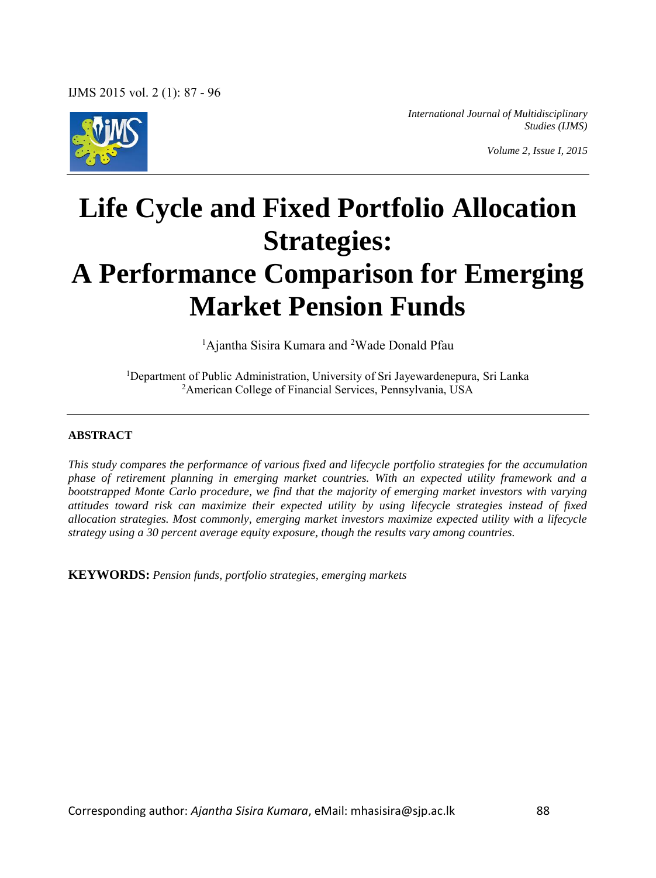# Life Cycle and Fixed Portfolio Allocation Strategies: A Performance Comparison for Emerging Market Pension Funds

[1]Ajantha Sisira Kumara and [2]Wade Donald Pfau

[1]Department of Public Administration, University of Sri Jayewardenepura, Sri Lanka
[2]American College of Financial Services, Pennsylvania, USA

**ABSTRACT**

*This study compares the performance of various fixed and lifecycle portfolio strategies for the accumulation phase of retirement planning in emerging market countries. With an expected utility framework and a bootstrapped Monte Carlo procedure, we find that the majority of emerging market investors with varying attitudes toward risk can maximize their expected utility by using lifecycle strategies instead of fixed allocation strategies. Most commonly, emerging market investors maximize expected utility with a lifecycle strategy using a 30 percent average equity exposure, though the results vary among countries.*

**KEYWORDS:** *Pension funds, portfolio strategies, emerging markets*

Corresponding author: *Ajantha Sisira Kumara*, eMail: mhasisira@sjp.ac.lk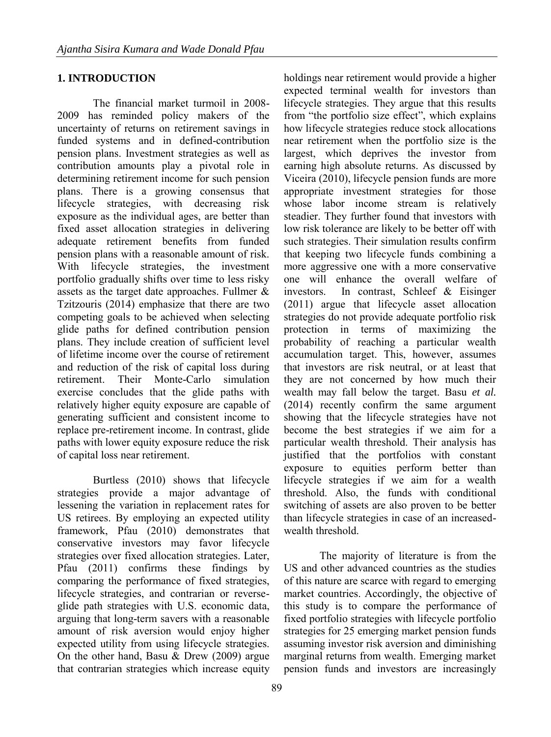## 1. INTRODUCTION

The financial market turmoil in 2008-2009 has reminded policy makers of the uncertainty of returns on retirement savings in funded systems and in defined-contribution pension plans. Investment strategies as well as contribution amounts play a pivotal role in determining retirement income for such pension plans. There is a growing consensus that lifecycle strategies, with decreasing risk exposure as the individual ages, are better than fixed asset allocation strategies in delivering adequate retirement benefits from funded pension plans with a reasonable amount of risk. With lifecycle strategies, the investment portfolio gradually shifts over time to less risky assets as the target date approaches. Fullmer & Tzitzouris (2014) emphasize that there are two competing goals to be achieved when selecting glide paths for defined contribution pension plans. They include creation of sufficient level of lifetime income over the course of retirement and reduction of the risk of capital loss during retirement. Their Monte-Carlo simulation exercise concludes that the glide paths with relatively higher equity exposure are capable of generating sufficient and consistent income to replace pre-retirement income. In contrast, glide paths with lower equity exposure reduce the risk of capital loss near retirement.

Burtless (2010) shows that lifecycle strategies provide a major advantage of lessening the variation in replacement rates for US retirees. By employing an expected utility framework, Pfau (2010) demonstrates that conservative investors may favor lifecycle strategies over fixed allocation strategies. Later, Pfau (2011) confirms these findings by comparing the performance of fixed strategies, lifecycle strategies, and contrarian or reverse-glide path strategies with U.S. economic data, arguing that long-term savers with a reasonable amount of risk aversion would enjoy higher expected utility from using lifecycle strategies. On the other hand, Basu & Drew (2009) argue that contrarian strategies which increase equity holdings near retirement would provide a higher expected terminal wealth for investors than lifecycle strategies. They argue that this results from "the portfolio size effect", which explains how lifecycle strategies reduce stock allocations near retirement when the portfolio size is the largest, which deprives the investor from earning high absolute returns. As discussed by Viceira (2010), lifecycle pension funds are more appropriate investment strategies for those whose labor income stream is relatively steadier. They further found that investors with low risk tolerance are likely to be better off with such strategies. Their simulation results confirm that keeping two lifecycle funds combining a more aggressive one with a more conservative one will enhance the overall welfare of investors. In contrast, Schleef & Eisinger (2011) argue that lifecycle asset allocation strategies do not provide adequate portfolio risk protection in terms of maximizing the probability of reaching a particular wealth accumulation target. This, however, assumes that investors are risk neutral, or at least that they are not concerned by how much their wealth may fall below the target. Basu *et al.* (2014) recently confirm the same argument showing that the lifecycle strategies have not become the best strategies if we aim for a particular wealth threshold. Their analysis has justified that the portfolios with constant exposure to equities perform better than lifecycle strategies if we aim for a wealth threshold. Also, the funds with conditional switching of assets are also proven to be better than lifecycle strategies in case of an increased-wealth threshold.

The majority of literature is from the US and other advanced countries as the studies of this nature are scarce with regard to emerging market countries. Accordingly, the objective of this study is to compare the performance of fixed portfolio strategies with lifecycle portfolio strategies for 25 emerging market pension funds assuming investor risk aversion and diminishing marginal returns from wealth. Emerging market pension funds and investors are increasingly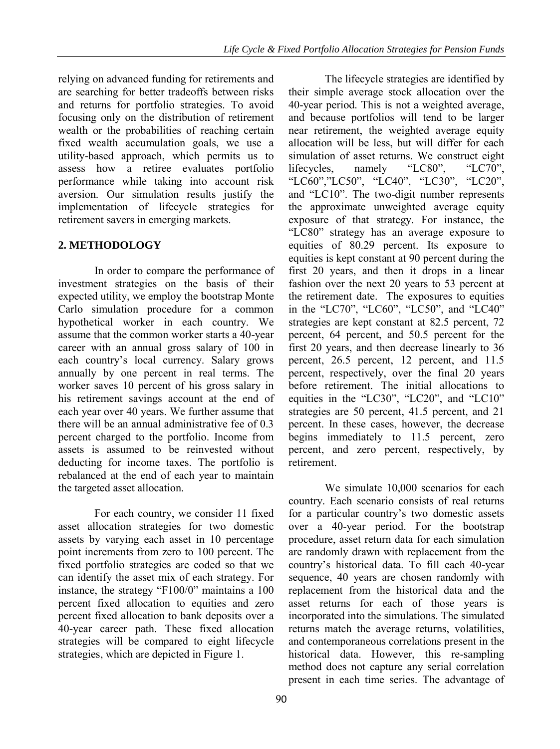relying on advanced funding for retirements and are searching for better tradeoffs between risks and returns for portfolio strategies. To avoid focusing only on the distribution of retirement wealth or the probabilities of reaching certain fixed wealth accumulation goals, we use a utility-based approach, which permits us to assess how a retiree evaluates portfolio performance while taking into account risk aversion. Our simulation results justify the implementation of lifecycle strategies for retirement savers in emerging markets.

## 2. METHODOLOGY

In order to compare the performance of investment strategies on the basis of their expected utility, we employ the bootstrap Monte Carlo simulation procedure for a common hypothetical worker in each country. We assume that the common worker starts a 40-year career with an annual gross salary of 100 in each country's local currency. Salary grows annually by one percent in real terms. The worker saves 10 percent of his gross salary in his retirement savings account at the end of each year over 40 years. We further assume that there will be an annual administrative fee of 0.3 percent charged to the portfolio. Income from assets is assumed to be reinvested without deducting for income taxes. The portfolio is rebalanced at the end of each year to maintain the targeted asset allocation.

For each country, we consider 11 fixed asset allocation strategies for two domestic assets by varying each asset in 10 percentage point increments from zero to 100 percent. The fixed portfolio strategies are coded so that we can identify the asset mix of each strategy. For instance, the strategy "F100/0" maintains a 100 percent fixed allocation to equities and zero percent fixed allocation to bank deposits over a 40-year career path. These fixed allocation strategies will be compared to eight lifecycle strategies, which are depicted in Figure 1.

The lifecycle strategies are identified by their simple average stock allocation over the 40-year period. This is not a weighted average, and because portfolios will tend to be larger near retirement, the weighted average equity allocation will be less, but will differ for each simulation of asset returns. We construct eight lifecycles, namely "LC80", "LC70", "LC60","LC50", "LC40", "LC30", "LC20", and "LC10". The two-digit number represents the approximate unweighted average equity exposure of that strategy. For instance, the "LC80" strategy has an average exposure to equities of 80.29 percent. Its exposure to equities is kept constant at 90 percent during the first 20 years, and then it drops in a linear fashion over the next 20 years to 53 percent at the retirement date. The exposures to equities in the "LC70", "LC60", "LC50", and "LC40" strategies are kept constant at 82.5 percent, 72 percent, 64 percent, and 50.5 percent for the first 20 years, and then decrease linearly to 36 percent, 26.5 percent, 12 percent, and 11.5 percent, respectively, over the final 20 years before retirement. The initial allocations to equities in the "LC30", "LC20", and "LC10" strategies are 50 percent, 41.5 percent, and 21 percent. In these cases, however, the decrease begins immediately to 11.5 percent, zero percent, and zero percent, respectively, by retirement.

We simulate 10,000 scenarios for each country. Each scenario consists of real returns for a particular country's two domestic assets over a 40-year period. For the bootstrap procedure, asset return data for each simulation are randomly drawn with replacement from the country's historical data. To fill each 40-year sequence, 40 years are chosen randomly with replacement from the historical data and the asset returns for each of those years is incorporated into the simulations. The simulated returns match the average returns, volatilities, and contemporaneous correlations present in the historical data. However, this re-sampling method does not capture any serial correlation present in each time series. The advantage of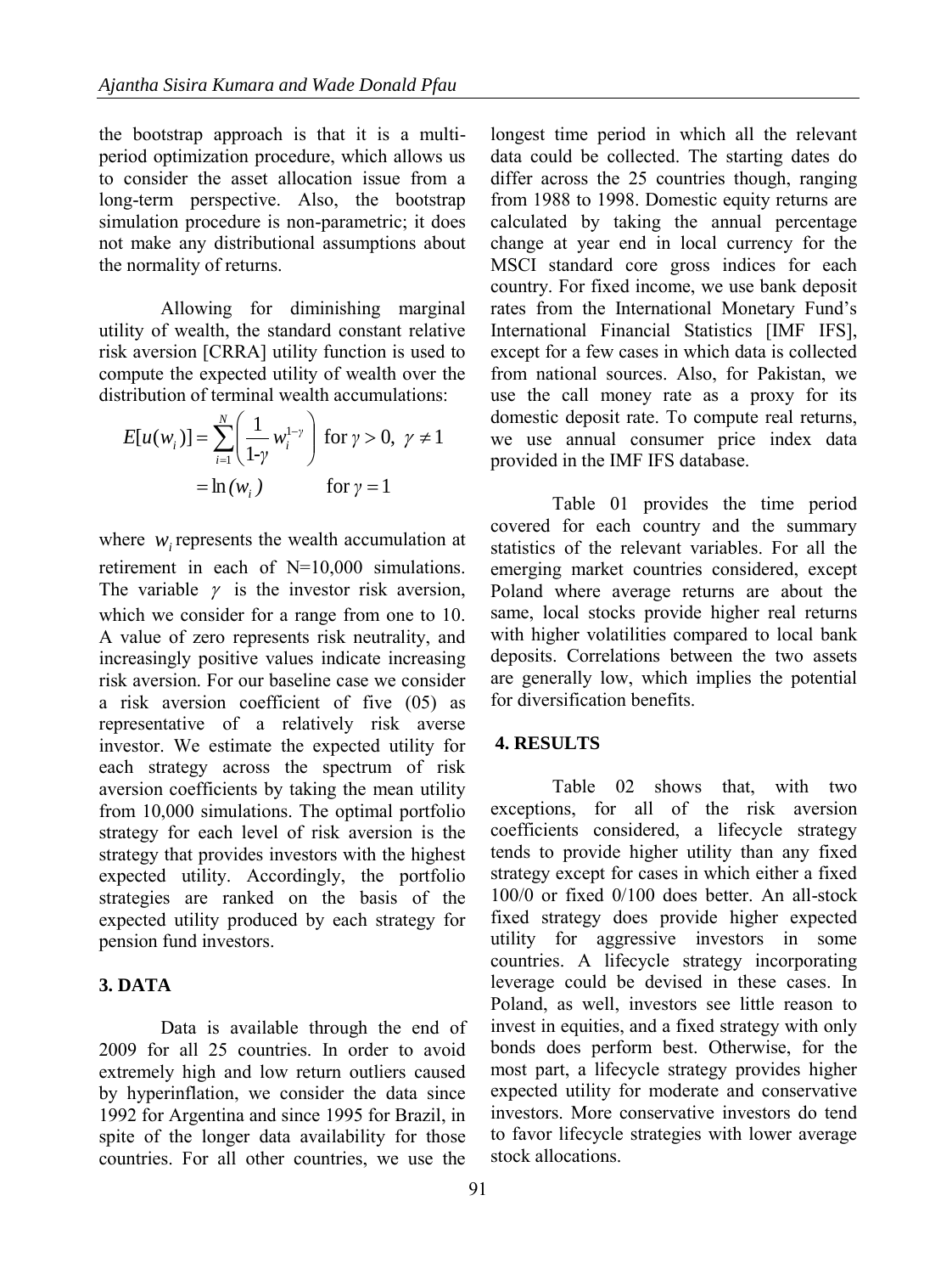the bootstrap approach is that it is a multi-period optimization procedure, which allows us to consider the asset allocation issue from a long-term perspective. Also, the bootstrap simulation procedure is non-parametric; it does not make any distributional assumptions about the normality of returns.

Allowing for diminishing marginal utility of wealth, the standard constant relative risk aversion [CRRA] utility function is used to compute the expected utility of wealth over the distribution of terminal wealth accumulations:

$$E[u(w_i)] = \sum_{i=1}^{N} \left( \frac{1}{1\text{-}\gamma} w_i^{1-\gamma} \right) \text{ for } \gamma > 0, \ \gamma \neq 1$$

$$= \ln(w_i) \qquad \text{for } \gamma = 1$$

where $w_i$ represents the wealth accumulation at retirement in each of N=10,000 simulations. The variable $\gamma$ is the investor risk aversion, which we consider for a range from one to 10. A value of zero represents risk neutrality, and increasingly positive values indicate increasing risk aversion. For our baseline case we consider a risk aversion coefficient of five (05) as representative of a relatively risk averse investor. We estimate the expected utility for each strategy across the spectrum of risk aversion coefficients by taking the mean utility from 10,000 simulations. The optimal portfolio strategy for each level of risk aversion is the strategy that provides investors with the highest expected utility. Accordingly, the portfolio strategies are ranked on the basis of the expected utility produced by each strategy for pension fund investors.

## 3. DATA

Data is available through the end of 2009 for all 25 countries. In order to avoid extremely high and low return outliers caused by hyperinflation, we consider the data since 1992 for Argentina and since 1995 for Brazil, in spite of the longer data availability for those countries. For all other countries, we use the longest time period in which all the relevant data could be collected. The starting dates do differ across the 25 countries though, ranging from 1988 to 1998. Domestic equity returns are calculated by taking the annual percentage change at year end in local currency for the MSCI standard core gross indices for each country. For fixed income, we use bank deposit rates from the International Monetary Fund's International Financial Statistics [IMF IFS], except for a few cases in which data is collected from national sources. Also, for Pakistan, we use the call money rate as a proxy for its domestic deposit rate. To compute real returns, we use annual consumer price index data provided in the IMF IFS database.

Table 01 provides the time period covered for each country and the summary statistics of the relevant variables. For all the emerging market countries considered, except Poland where average returns are about the same, local stocks provide higher real returns with higher volatilities compared to local bank deposits. Correlations between the two assets are generally low, which implies the potential for diversification benefits.

## 4. RESULTS

Table 02 shows that, with two exceptions, for all of the risk aversion coefficients considered, a lifecycle strategy tends to provide higher utility than any fixed strategy except for cases in which either a fixed 100/0 or fixed 0/100 does better. An all-stock fixed strategy does provide higher expected utility for aggressive investors in some countries. A lifecycle strategy incorporating leverage could be devised in these cases. In Poland, as well, investors see little reason to invest in equities, and a fixed strategy with only bonds does perform best. Otherwise, for the most part, a lifecycle strategy provides higher expected utility for moderate and conservative investors. More conservative investors do tend to favor lifecycle strategies with lower average stock allocations.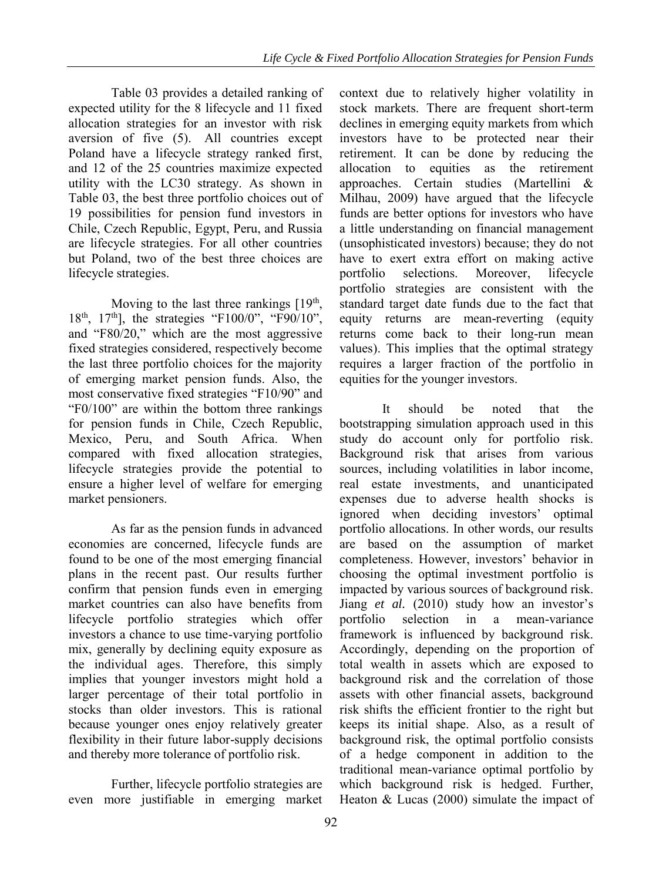Table 03 provides a detailed ranking of expected utility for the 8 lifecycle and 11 fixed allocation strategies for an investor with risk aversion of five (5). All countries except Poland have a lifecycle strategy ranked first, and 12 of the 25 countries maximize expected utility with the LC30 strategy. As shown in Table 03, the best three portfolio choices out of 19 possibilities for pension fund investors in Chile, Czech Republic, Egypt, Peru, and Russia are lifecycle strategies. For all other countries but Poland, two of the best three choices are lifecycle strategies.

Moving to the last three rankings [$19^{th}$, $18^{th}$, $17^{th}$], the strategies "F100/0", "F90/10", and "F80/20," which are the most aggressive fixed strategies considered, respectively become the last three portfolio choices for the majority of emerging market pension funds. Also, the most conservative fixed strategies "F10/90" and "F0/100" are within the bottom three rankings for pension funds in Chile, Czech Republic, Mexico, Peru, and South Africa. When compared with fixed allocation strategies, lifecycle strategies provide the potential to ensure a higher level of welfare for emerging market pensioners.

As far as the pension funds in advanced economies are concerned, lifecycle funds are found to be one of the most emerging financial plans in the recent past. Our results further confirm that pension funds even in emerging market countries can also have benefits from lifecycle portfolio strategies which offer investors a chance to use time-varying portfolio mix, generally by declining equity exposure as the individual ages. Therefore, this simply implies that younger investors might hold a larger percentage of their total portfolio in stocks than older investors. This is rational because younger ones enjoy relatively greater flexibility in their future labor-supply decisions and thereby more tolerance of portfolio risk.

Further, lifecycle portfolio strategies are even more justifiable in emerging market context due to relatively higher volatility in stock markets. There are frequent short-term declines in emerging equity markets from which investors have to be protected near their retirement. It can be done by reducing the allocation to equities as the retirement approaches. Certain studies (Martellini & Milhau, 2009) have argued that the lifecycle funds are better options for investors who have a little understanding on financial management (unsophisticated investors) because; they do not have to exert extra effort on making active portfolio selections. Moreover, lifecycle portfolio strategies are consistent with the standard target date funds due to the fact that equity returns are mean-reverting (equity returns come back to their long-run mean values). This implies that the optimal strategy requires a larger fraction of the portfolio in equities for the younger investors.

It should be noted that the bootstrapping simulation approach used in this study do account only for portfolio risk. Background risk that arises from various sources, including volatilities in labor income, real estate investments, and unanticipated expenses due to adverse health shocks is ignored when deciding investors' optimal portfolio allocations. In other words, our results are based on the assumption of market completeness. However, investors' behavior in choosing the optimal investment portfolio is impacted by various sources of background risk. Jiang *et al.* (2010) study how an investor's portfolio selection in a mean-variance framework is influenced by background risk. Accordingly, depending on the proportion of total wealth in assets which are exposed to background risk and the correlation of those assets with other financial assets, background risk shifts the efficient frontier to the right but keeps its initial shape. Also, as a result of background risk, the optimal portfolio consists of a hedge component in addition to the traditional mean-variance optimal portfolio by which background risk is hedged. Further, Heaton & Lucas (2000) simulate the impact of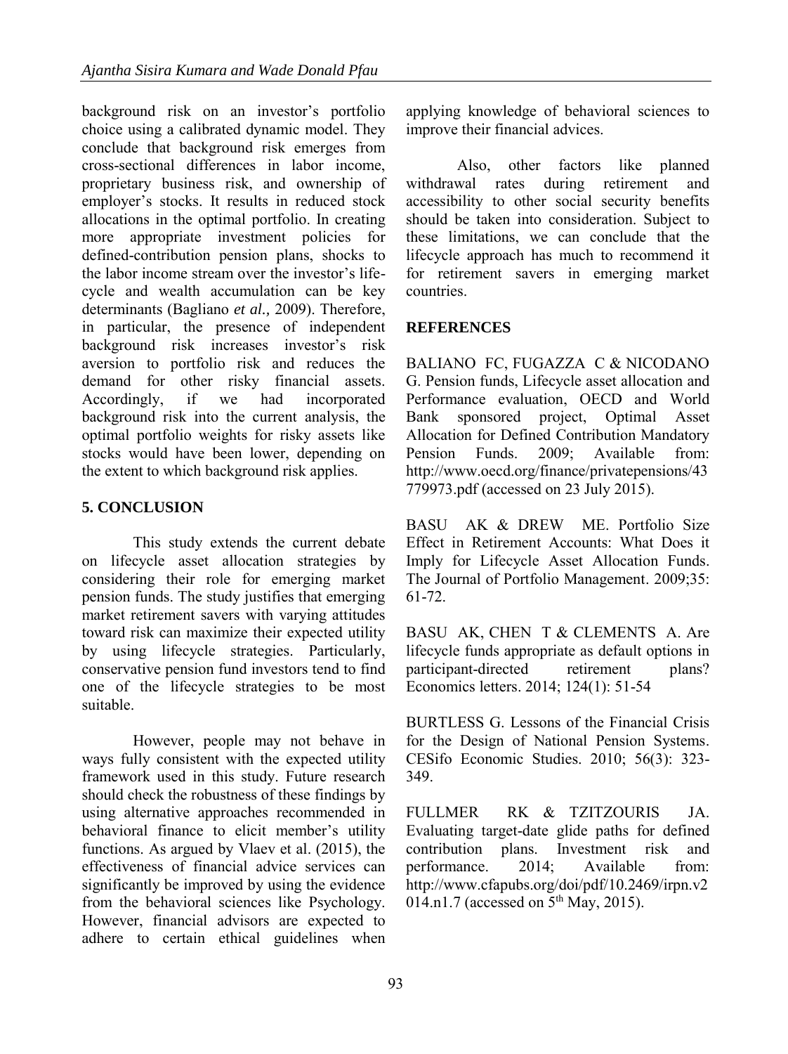background risk on an investor's portfolio choice using a calibrated dynamic model. They conclude that background risk emerges from cross-sectional differences in labor income, proprietary business risk, and ownership of employer's stocks. It results in reduced stock allocations in the optimal portfolio. In creating more appropriate investment policies for defined-contribution pension plans, shocks to the labor income stream over the investor's life-cycle and wealth accumulation can be key determinants (Bagliano *et al.,* 2009). Therefore, in particular, the presence of independent background risk increases investor's risk aversion to portfolio risk and reduces the demand for other risky financial assets. Accordingly, if we had incorporated background risk into the current analysis, the optimal portfolio weights for risky assets like stocks would have been lower, depending on the extent to which background risk applies.

## 5. CONCLUSION

This study extends the current debate on lifecycle asset allocation strategies by considering their role for emerging market pension funds. The study justifies that emerging market retirement savers with varying attitudes toward risk can maximize their expected utility by using lifecycle strategies. Particularly, conservative pension fund investors tend to find one of the lifecycle strategies to be most suitable.

However, people may not behave in ways fully consistent with the expected utility framework used in this study. Future research should check the robustness of these findings by using alternative approaches recommended in behavioral finance to elicit member's utility functions. As argued by Vlaev et al. (2015), the effectiveness of financial advice services can significantly be improved by using the evidence from the behavioral sciences like Psychology. However, financial advisors are expected to adhere to certain ethical guidelines when applying knowledge of behavioral sciences to improve their financial advices.

Also, other factors like planned withdrawal rates during retirement and accessibility to other social security benefits should be taken into consideration. Subject to these limitations, we can conclude that the lifecycle approach has much to recommend it for retirement savers in emerging market countries.

## REFERENCES

BALIANO FC, FUGAZZA C & NICODANO G. Pension funds, Lifecycle asset allocation and Performance evaluation, OECD and World Bank sponsored project, Optimal Asset Allocation for Defined Contribution Mandatory Pension Funds. 2009; Available from: http://www.oecd.org/finance/privatepensions/43779973.pdf (accessed on 23 July 2015).

BASU AK & DREW ME. Portfolio Size Effect in Retirement Accounts: What Does it Imply for Lifecycle Asset Allocation Funds. The Journal of Portfolio Management. 2009;35: 61-72.

BASU AK, CHEN T & CLEMENTS A. Are lifecycle funds appropriate as default options in participant-directed retirement plans? Economics letters. 2014; 124(1): 51-54

BURTLESS G. Lessons of the Financial Crisis for the Design of National Pension Systems. CESifo Economic Studies. 2010; 56(3): 323-349.

FULLMER RK & TZITZOURIS JA. Evaluating target-date glide paths for defined contribution plans. Investment risk and performance. 2014; Available from: http://www.cfapubs.org/doi/pdf/10.2469/irpn.v2014.n1.7 (accessed on 5th May, 2015).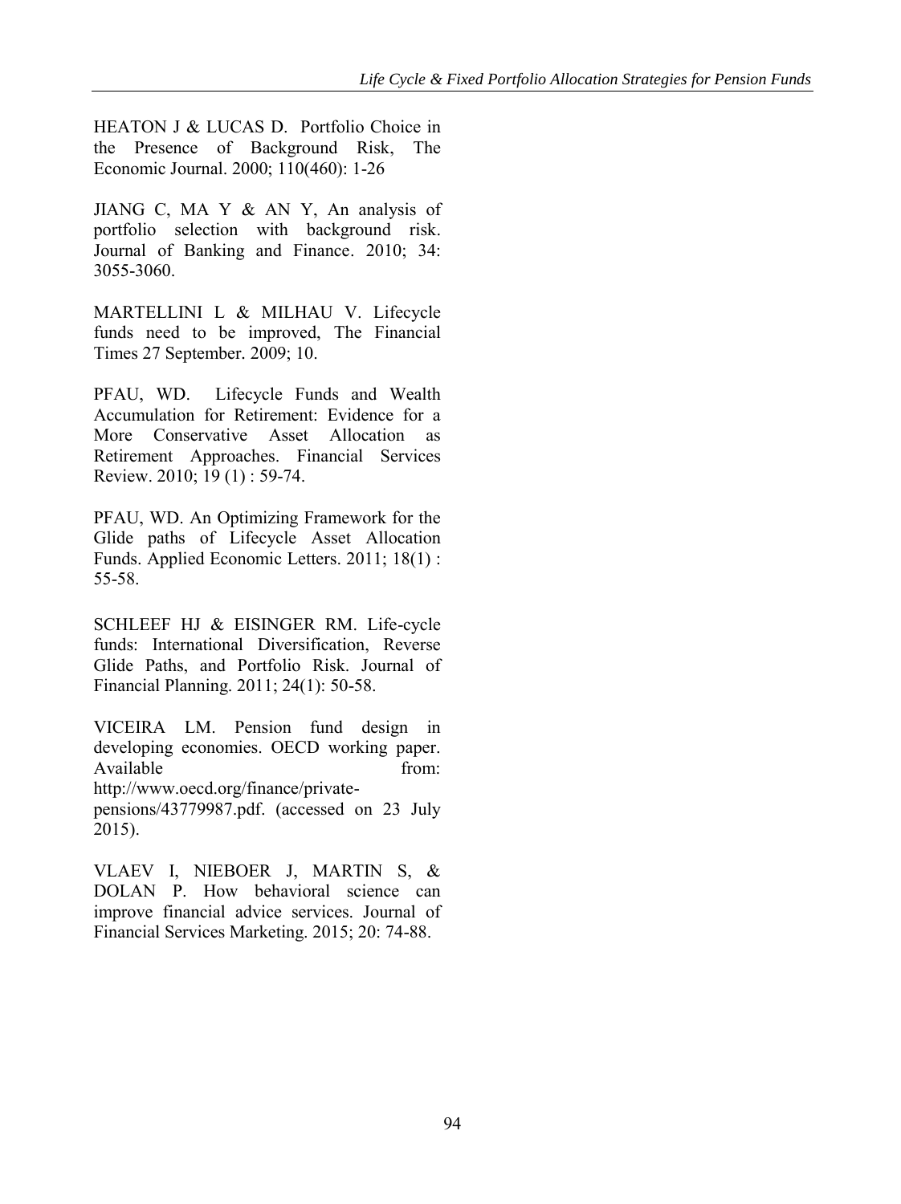HEATON J & LUCAS D. Portfolio Choice in the Presence of Background Risk, The Economic Journal. 2000; 110(460): 1-26

JIANG C, MA Y & AN Y, An analysis of portfolio selection with background risk. Journal of Banking and Finance. 2010; 34: 3055-3060.

MARTELLINI L & MILHAU V. Lifecycle funds need to be improved, The Financial Times 27 September. 2009; 10.

PFAU, WD. Lifecycle Funds and Wealth Accumulation for Retirement: Evidence for a More Conservative Asset Allocation as Retirement Approaches. Financial Services Review. 2010; 19 (1) : 59-74.

PFAU, WD. An Optimizing Framework for the Glide paths of Lifecycle Asset Allocation Funds. Applied Economic Letters. 2011; 18(1) : 55-58.

SCHLEEF HJ & EISINGER RM. Life-cycle funds: International Diversification, Reverse Glide Paths, and Portfolio Risk. Journal of Financial Planning. 2011; 24(1): 50-58.

VICEIRA LM. Pension fund design in developing economies. OECD working paper. Available from: http://www.oecd.org/finance/private-pensions/43779987.pdf. (accessed on 23 July 2015).

VLAEV I, NIEBOER J, MARTIN S, & DOLAN P. How behavioral science can improve financial advice services. Journal of Financial Services Marketing. 2015; 20: 74-88.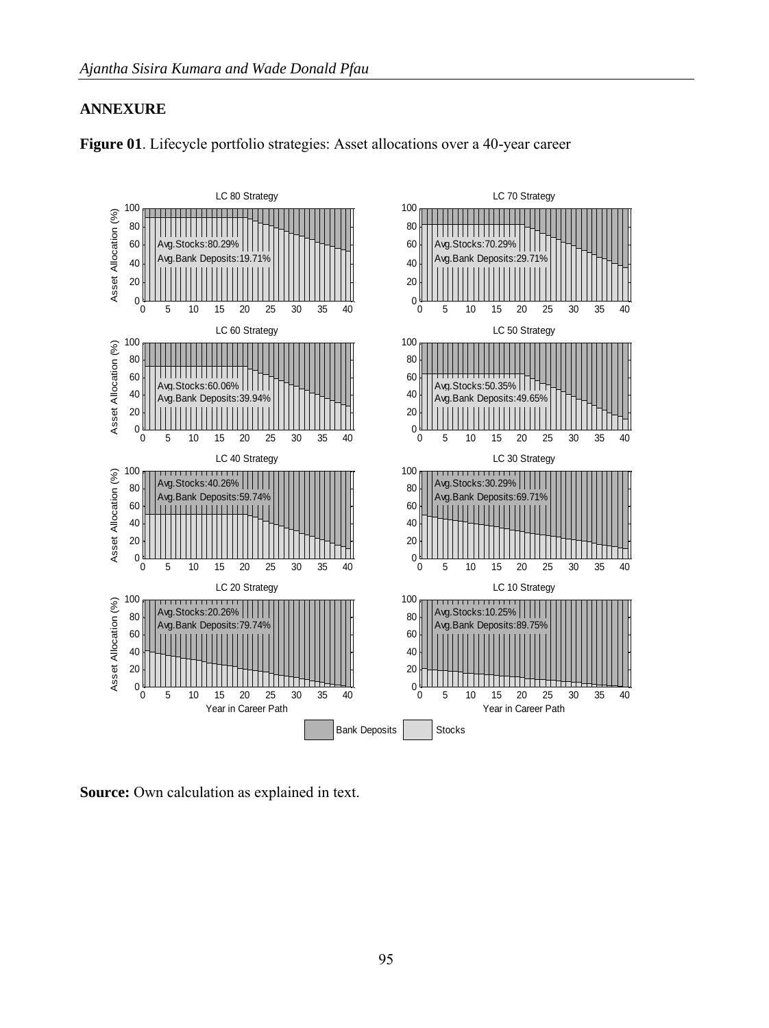## ANNEXURE

**Figure 01**. Lifecycle portfolio strategies: Asset allocations over a 40-year career

LC 80 Strategy — Avg.Stocks:80.29% Avg.Bank Deposits:19.71%

LC 70 Strategy — Avg.Stocks:70.29% Avg.Bank Deposits:29.71%

LC 60 Strategy — Avg.Stocks:60.06% Avg.Bank Deposits:39.94%

LC 50 Strategy — Avg.Stocks:50.35% Avg.Bank Deposits:49.65%

LC 40 Strategy — Avg.Stocks:40.26% Avg.Bank Deposits:59.74%

LC 30 Strategy — Avg.Stocks:30.29% Avg.Bank Deposits:69.71%

LC 20 Strategy — Avg.Stocks:20.26% Avg.Bank Deposits:79.74%

LC 10 Strategy — Avg.Stocks:10.25% Avg.Bank Deposits:89.75%

Asset Allocation (%) vs. Year in Career Path; Legend: Bank Deposits, Stocks

**Source:** Own calculation as explained in text.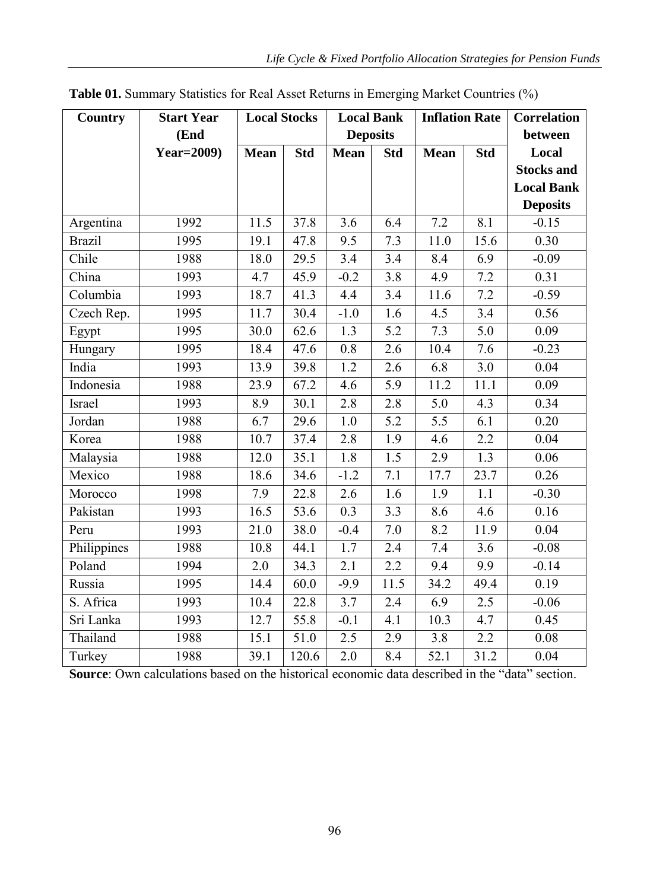**Table 01.** Summary Statistics for Real Asset Returns in Emerging Market Countries (%)

| Country | Start Year (End Year=2009) | Local Stocks | | Local Bank Deposits | | Inflation Rate | | Correlation between Local Stocks and Local Bank Deposits |
|---|---|---|---|---|---|---|---|---|
| | | Mean | Std | Mean | Std | Mean | Std | |
| Argentina | 1992 | 11.5 | 37.8 | 3.6 | 6.4 | 7.2 | 8.1 | -0.15 |
| Brazil | 1995 | 19.1 | 47.8 | 9.5 | 7.3 | 11.0 | 15.6 | 0.30 |
| Chile | 1988 | 18.0 | 29.5 | 3.4 | 3.4 | 8.4 | 6.9 | -0.09 |
| China | 1993 | 4.7 | 45.9 | -0.2 | 3.8 | 4.9 | 7.2 | 0.31 |
| Columbia | 1993 | 18.7 | 41.3 | 4.4 | 3.4 | 11.6 | 7.2 | -0.59 |
| Czech Rep. | 1995 | 11.7 | 30.4 | -1.0 | 1.6 | 4.5 | 3.4 | 0.56 |
| Egypt | 1995 | 30.0 | 62.6 | 1.3 | 5.2 | 7.3 | 5.0 | 0.09 |
| Hungary | 1995 | 18.4 | 47.6 | 0.8 | 2.6 | 10.4 | 7.6 | -0.23 |
| India | 1993 | 13.9 | 39.8 | 1.2 | 2.6 | 6.8 | 3.0 | 0.04 |
| Indonesia | 1988 | 23.9 | 67.2 | 4.6 | 5.9 | 11.2 | 11.1 | 0.09 |
| Israel | 1993 | 8.9 | 30.1 | 2.8 | 2.8 | 5.0 | 4.3 | 0.34 |
| Jordan | 1988 | 6.7 | 29.6 | 1.0 | 5.2 | 5.5 | 6.1 | 0.20 |
| Korea | 1988 | 10.7 | 37.4 | 2.8 | 1.9 | 4.6 | 2.2 | 0.04 |
| Malaysia | 1988 | 12.0 | 35.1 | 1.8 | 1.5 | 2.9 | 1.3 | 0.06 |
| Mexico | 1988 | 18.6 | 34.6 | -1.2 | 7.1 | 17.7 | 23.7 | 0.26 |
| Morocco | 1998 | 7.9 | 22.8 | 2.6 | 1.6 | 1.9 | 1.1 | -0.30 |
| Pakistan | 1993 | 16.5 | 53.6 | 0.3 | 3.3 | 8.6 | 4.6 | 0.16 |
| Peru | 1993 | 21.0 | 38.0 | -0.4 | 7.0 | 8.2 | 11.9 | 0.04 |
| Philippines | 1988 | 10.8 | 44.1 | 1.7 | 2.4 | 7.4 | 3.6 | -0.08 |
| Poland | 1994 | 2.0 | 34.3 | 2.1 | 2.2 | 9.4 | 9.9 | -0.14 |
| Russia | 1995 | 14.4 | 60.0 | -9.9 | 11.5 | 34.2 | 49.4 | 0.19 |
| S. Africa | 1993 | 10.4 | 22.8 | 3.7 | 2.4 | 6.9 | 2.5 | -0.06 |
| Sri Lanka | 1993 | 12.7 | 55.8 | -0.1 | 4.1 | 10.3 | 4.7 | 0.45 |
| Thailand | 1988 | 15.1 | 51.0 | 2.5 | 2.9 | 3.8 | 2.2 | 0.08 |
| Turkey | 1988 | 39.1 | 120.6 | 2.0 | 8.4 | 52.1 | 31.2 | 0.04 |

**Source**: Own calculations based on the historical economic data described in the "data" section.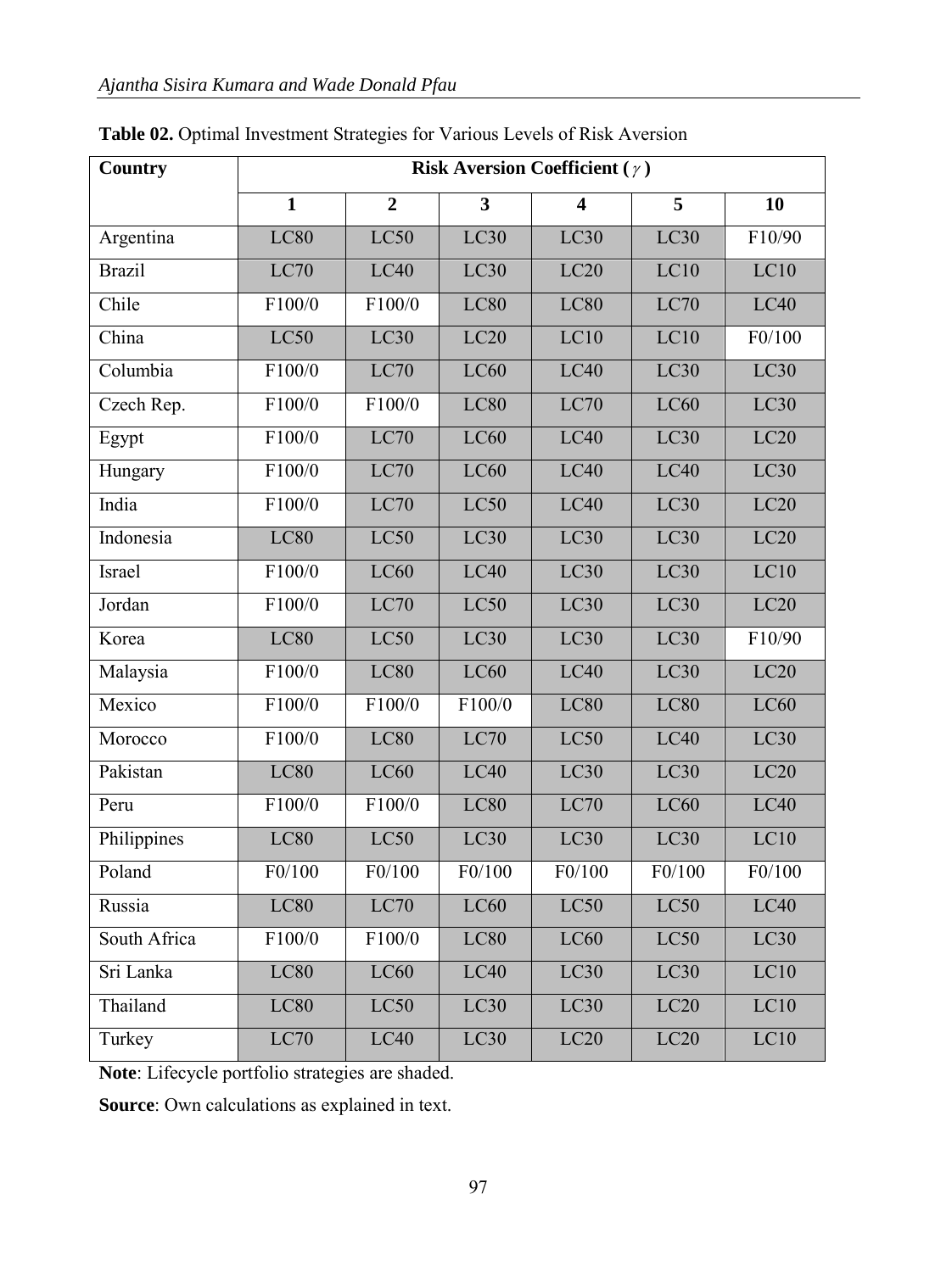**Table 02.** Optimal Investment Strategies for Various Levels of Risk Aversion

| Country | Risk Aversion Coefficient ( $\gamma$ ) | | | | | |
|---|---|---|---|---|---|---|
| | **1** | **2** | **3** | **4** | **5** | **10** |
| Argentina | LC80 | LC50 | LC30 | LC30 | LC30 | F10/90 |
| Brazil | LC70 | LC40 | LC30 | LC20 | LC10 | LC10 |
| Chile | F100/0 | F100/0 | LC80 | LC80 | LC70 | LC40 |
| China | LC50 | LC30 | LC20 | LC10 | LC10 | F0/100 |
| Columbia | F100/0 | LC70 | LC60 | LC40 | LC30 | LC30 |
| Czech Rep. | F100/0 | F100/0 | LC80 | LC70 | LC60 | LC30 |
| Egypt | F100/0 | LC70 | LC60 | LC40 | LC30 | LC20 |
| Hungary | F100/0 | LC70 | LC60 | LC40 | LC40 | LC30 |
| India | F100/0 | LC70 | LC50 | LC40 | LC30 | LC20 |
| Indonesia | LC80 | LC50 | LC30 | LC30 | LC30 | LC20 |
| Israel | F100/0 | LC60 | LC40 | LC30 | LC30 | LC10 |
| Jordan | F100/0 | LC70 | LC50 | LC30 | LC30 | LC20 |
| Korea | LC80 | LC50 | LC30 | LC30 | LC30 | F10/90 |
| Malaysia | F100/0 | LC80 | LC60 | LC40 | LC30 | LC20 |
| Mexico | F100/0 | F100/0 | F100/0 | LC80 | LC80 | LC60 |
| Morocco | F100/0 | LC80 | LC70 | LC50 | LC40 | LC30 |
| Pakistan | LC80 | LC60 | LC40 | LC30 | LC30 | LC20 |
| Peru | F100/0 | F100/0 | LC80 | LC70 | LC60 | LC40 |
| Philippines | LC80 | LC50 | LC30 | LC30 | LC30 | LC10 |
| Poland | F0/100 | F0/100 | F0/100 | F0/100 | F0/100 | F0/100 |
| Russia | LC80 | LC70 | LC60 | LC50 | LC50 | LC40 |
| South Africa | F100/0 | F100/0 | LC80 | LC60 | LC50 | LC30 |
| Sri Lanka | LC80 | LC60 | LC40 | LC30 | LC30 | LC10 |
| Thailand | LC80 | LC50 | LC30 | LC30 | LC20 | LC10 |
| Turkey | LC70 | LC40 | LC30 | LC20 | LC20 | LC10 |

**Note**: Lifecycle portfolio strategies are shaded.

**Source**: Own calculations as explained in text.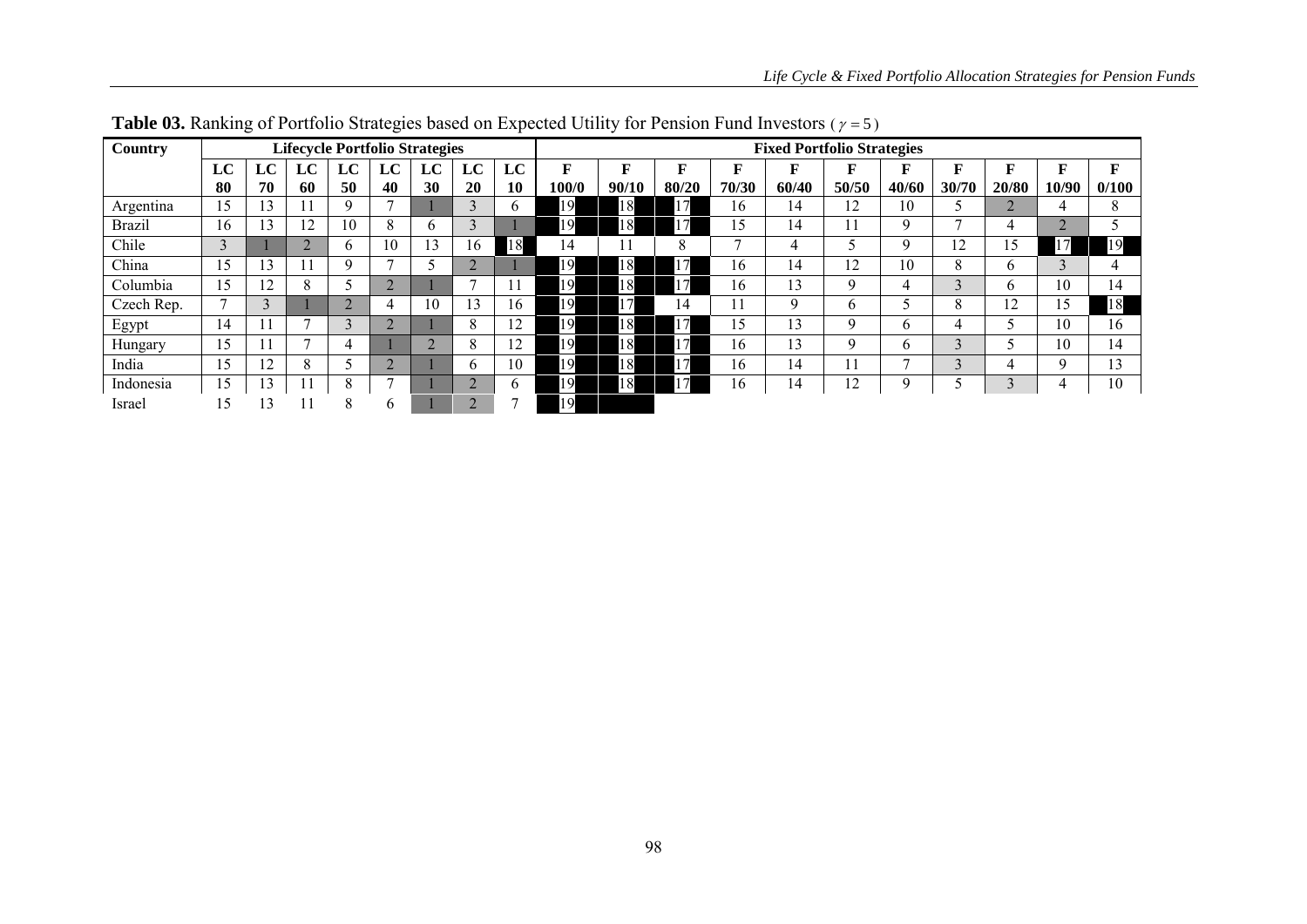**Table 03.** Ranking of Portfolio Strategies based on Expected Utility for Pension Fund Investors ( $\gamma = 5$ )

| Country | Lifecycle Portfolio Strategies | | | | | | | | Fixed Portfolio Strategies | | | | | | | | | | |
|---|---|---|---|---|---|---|---|---|---|---|---|---|---|---|---|---|---|---|---|
| | LC 80 | LC 70 | LC 60 | LC 50 | LC 40 | LC 30 | LC 20 | LC 10 | F 100/0 | F 90/10 | F 80/20 | F 70/30 | F 60/40 | F 50/50 | F 40/60 | F 30/70 | F 20/80 | F 10/90 | F 0/100 |
| Argentina | 15 | 13 | 11 | 9 | 7 | 1 | 3 | 6 | 19 | 18 | 17 | 16 | 14 | 12 | 10 | 5 | 2 | 4 | 8 |
| Brazil | 16 | 13 | 12 | 10 | 8 | 6 | 3 | 1 | 19 | 18 | 17 | 15 | 14 | 11 | 9 | 7 | 4 | 2 | 5 |
| Chile | 3 | 1 | 2 | 6 | 10 | 13 | 16 | 18 | 14 | 11 | 8 | 7 | 4 | 5 | 9 | 12 | 15 | 17 | 19 |
| China | 15 | 13 | 11 | 9 | 7 | 5 | 2 | 1 | 19 | 18 | 17 | 16 | 14 | 12 | 10 | 8 | 6 | 3 | 4 |
| Columbia | 15 | 12 | 8 | 5 | 2 | 1 | 7 | 11 | 19 | 18 | 17 | 16 | 13 | 9 | 4 | 3 | 6 | 10 | 14 |
| Czech Rep. | 7 | 3 | 1 | 2 | 4 | 10 | 13 | 16 | 19 | 17 | 14 | 11 | 9 | 6 | 5 | 8 | 12 | 15 | 18 |
| Egypt | 14 | 11 | 7 | 3 | 2 | 1 | 8 | 12 | 19 | 18 | 17 | 15 | 13 | 9 | 6 | 4 | 5 | 10 | 16 |
| Hungary | 15 | 11 | 7 | 4 | 1 | 2 | 8 | 12 | 19 | 18 | 17 | 16 | 13 | 9 | 6 | 3 | 5 | 10 | 14 |
| India | 15 | 12 | 8 | 5 | 2 | 1 | 6 | 10 | 19 | 18 | 17 | 16 | 14 | 11 | 7 | 3 | 4 | 9 | 13 |
| Indonesia | 15 | 13 | 11 | 8 | 7 | 1 | 2 | 6 | 19 | 18 | 17 | 16 | 14 | 12 | 9 | 5 | 3 | 4 | 10 |
| Israel | 15 | 13 | 11 | 8 | 6 | 1 | 2 | 7 | 19 | | | | | | | | | | |